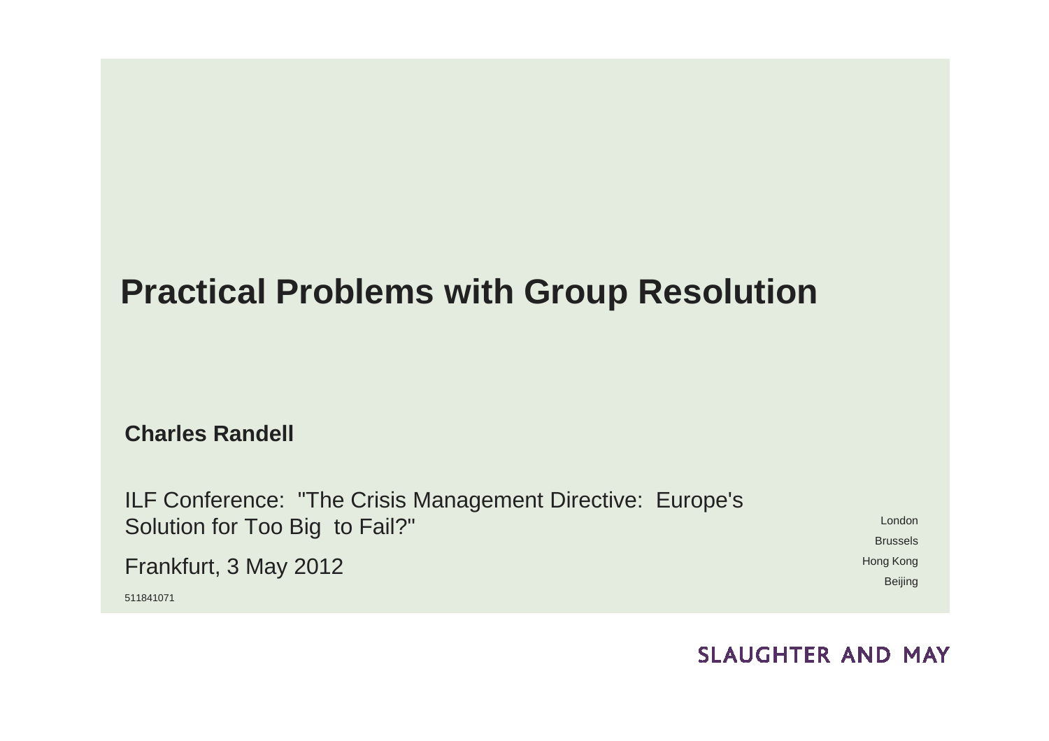# Practical Problems with Group Resolution

**Charles Randell**

ILF Conference: "The Crisis Management Directive: Europe's Solution for Too Big to Fail?"

Frankfurt, 3 May 2012

511841071

London
Brussels
Hong Kong
Beijing

SLAUGHTER AND MAY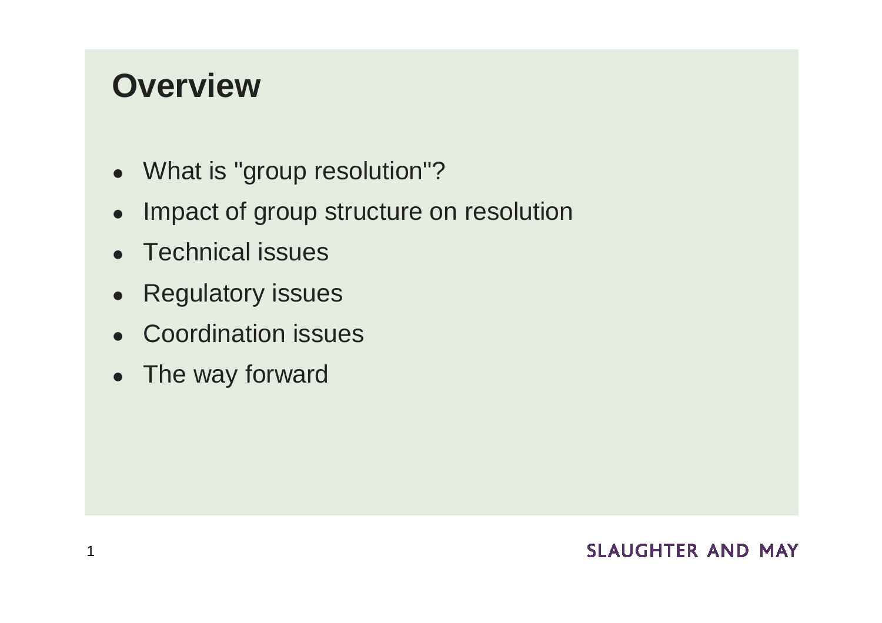# Overview

- What is "group resolution"?
- Impact of group structure on resolution
- Technical issues
- Regulatory issues
- Coordination issues
- The way forward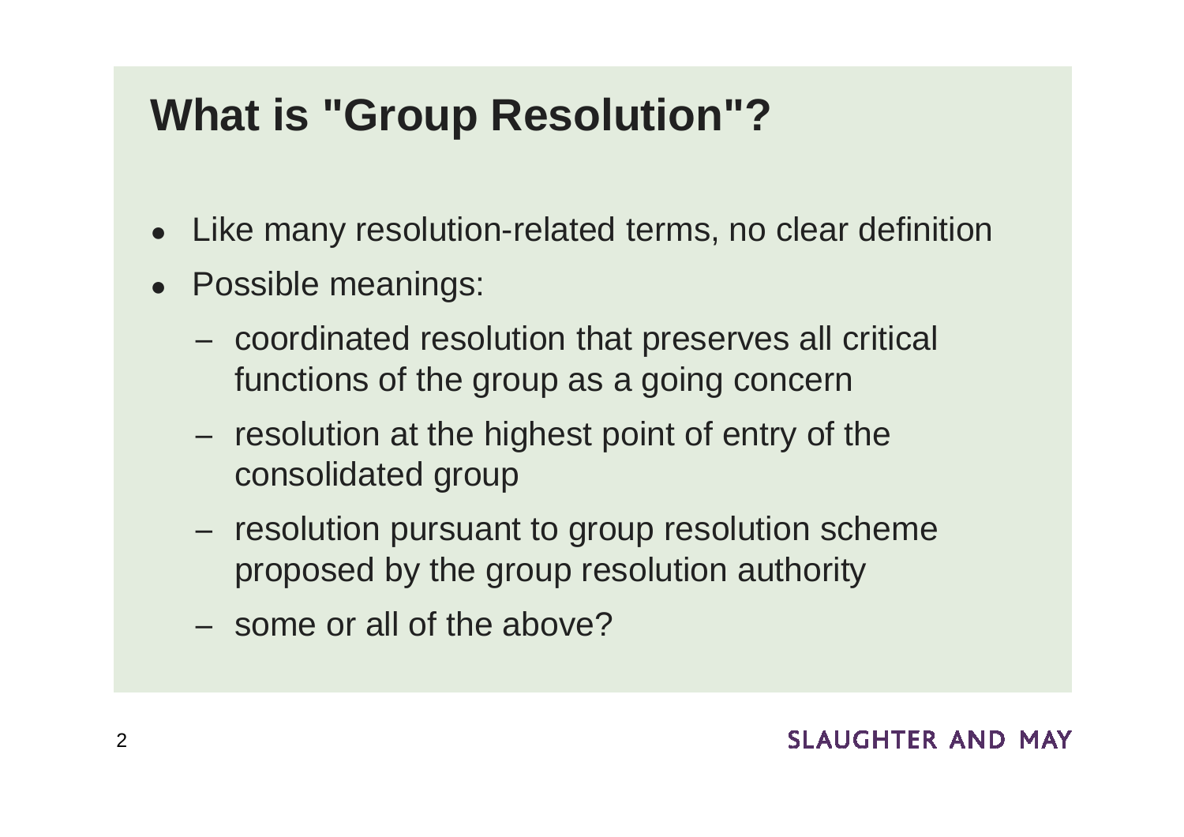# What is "Group Resolution"?

- Like many resolution-related terms, no clear definition
- Possible meanings:
  - coordinated resolution that preserves all critical functions of the group as a going concern
  - resolution at the highest point of entry of the consolidated group
  - resolution pursuant to group resolution scheme proposed by the group resolution authority
  - some or all of the above?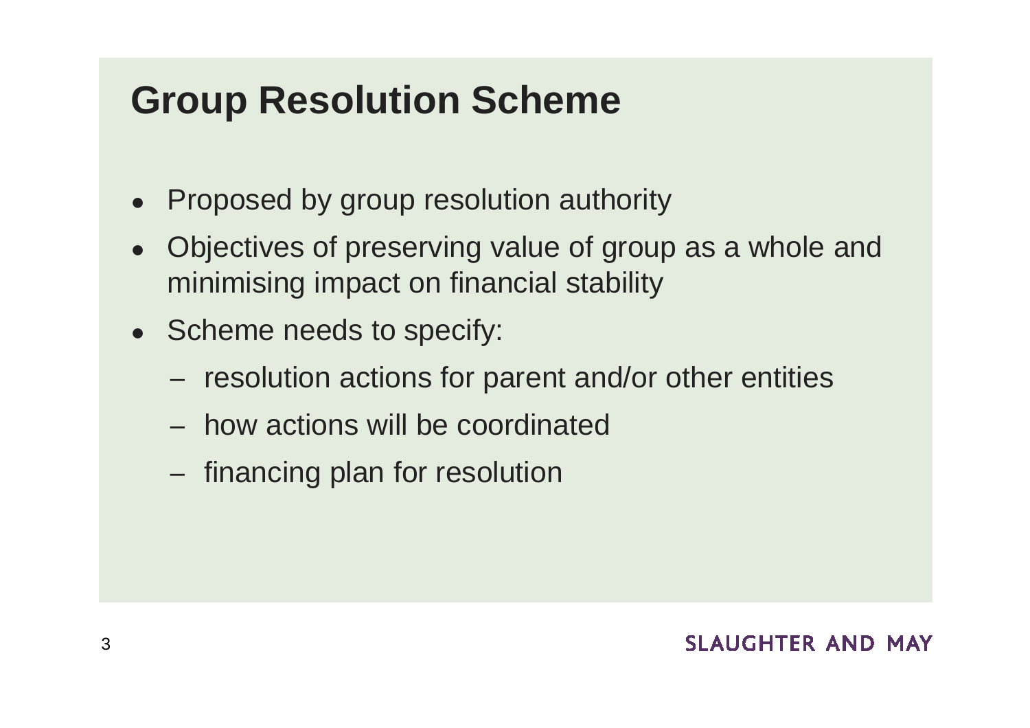# Group Resolution Scheme

- Proposed by group resolution authority
- Objectives of preserving value of group as a whole and minimising impact on financial stability
- Scheme needs to specify:
  - resolution actions for parent and/or other entities
  - how actions will be coordinated
  - financing plan for resolution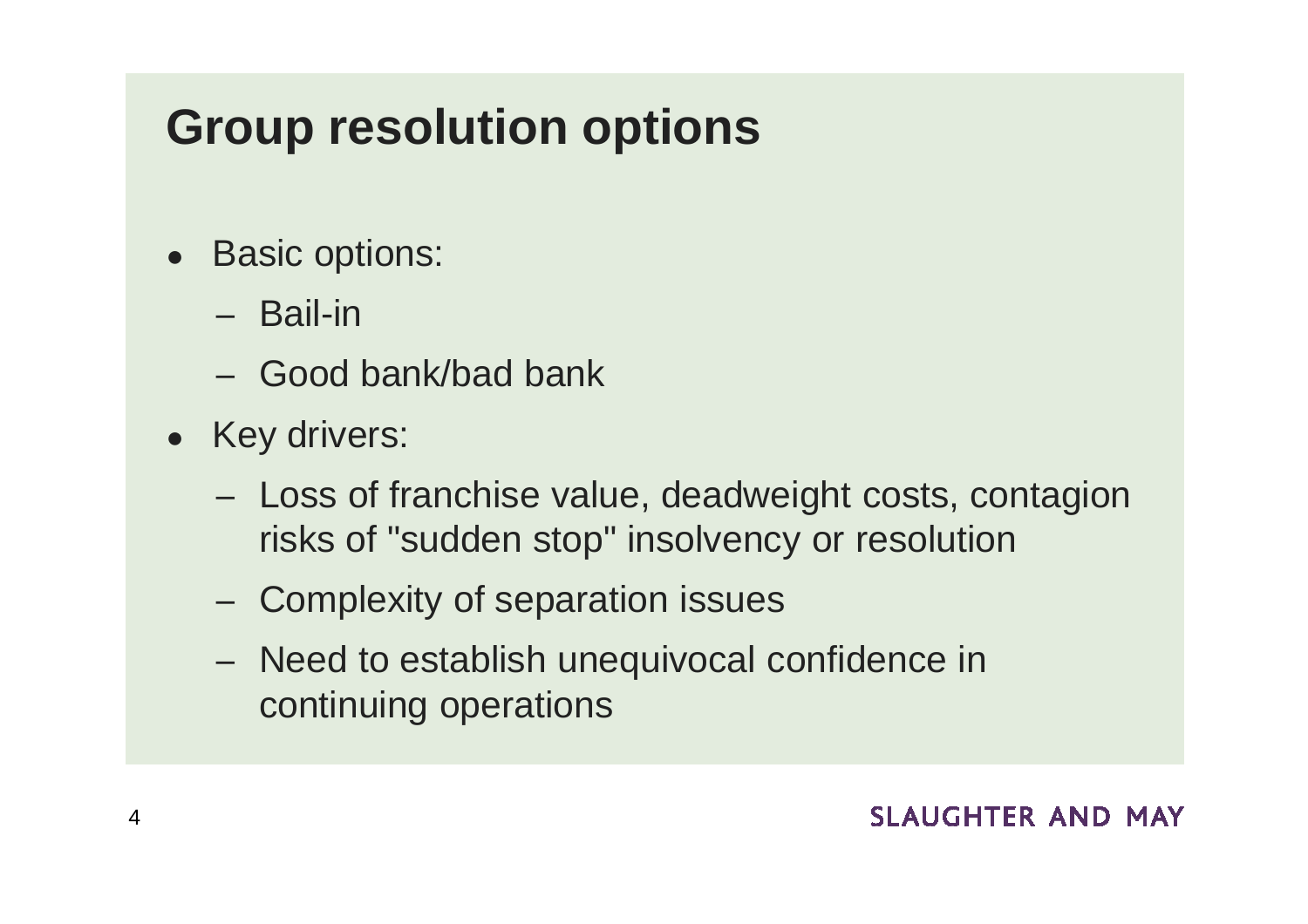# Group resolution options

- Basic options:
  - Bail-in
  - Good bank/bad bank
- Key drivers:
  - Loss of franchise value, deadweight costs, contagion risks of "sudden stop" insolvency or resolution
  - Complexity of separation issues
  - Need to establish unequivocal confidence in continuing operations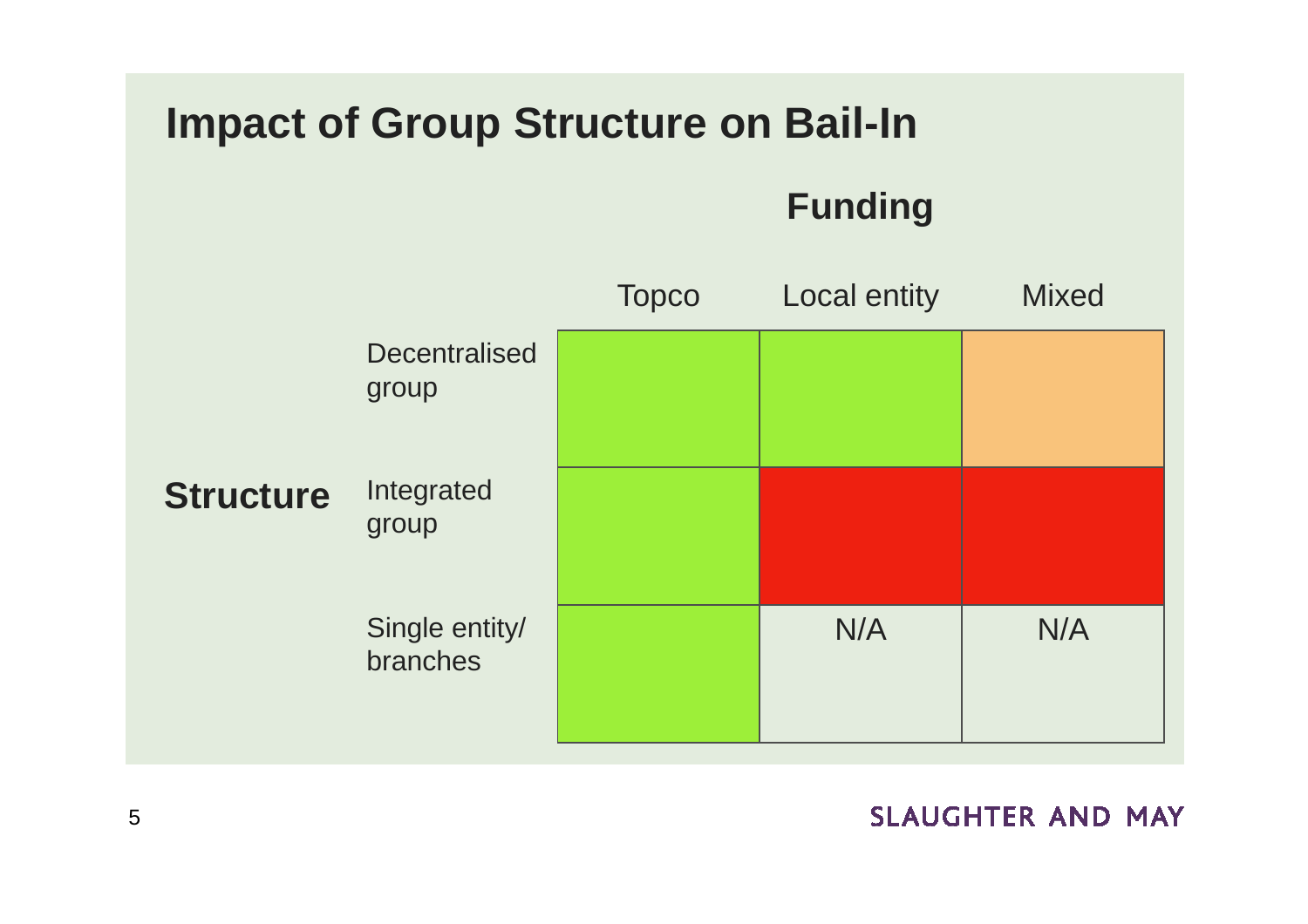# Impact of Group Structure on Bail-In

| Structure | Funding: Topco | Funding: Local entity | Funding: Mixed |
|---|---|---|---|
| Decentralised group | | | |
| Integrated group | | | |
| Single entity/ branches | | N/A | N/A |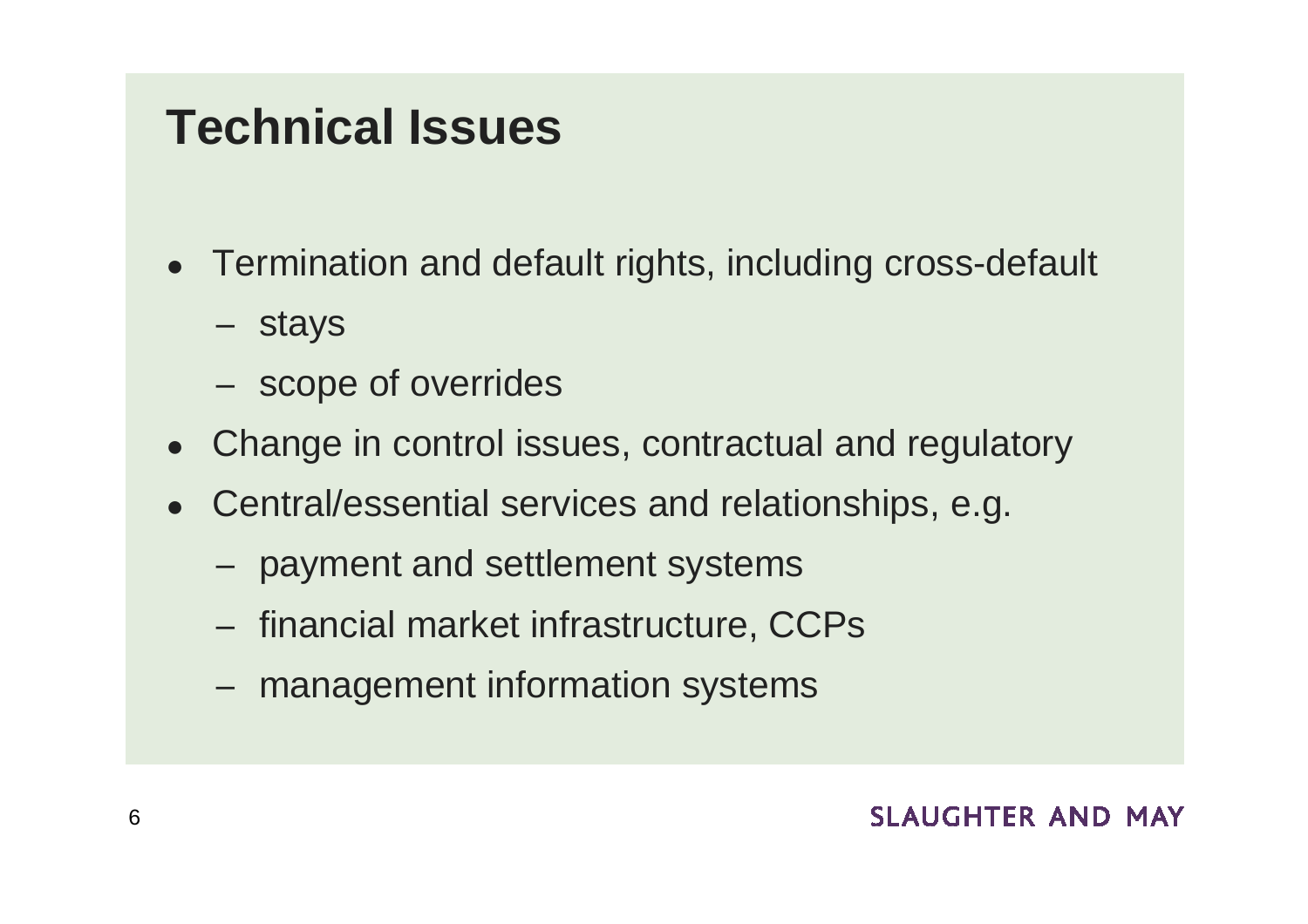# Technical Issues

- Termination and default rights, including cross-default
  - stays
  - scope of overrides
- Change in control issues, contractual and regulatory
- Central/essential services and relationships, e.g.
  - payment and settlement systems
  - financial market infrastructure, CCPs
  - management information systems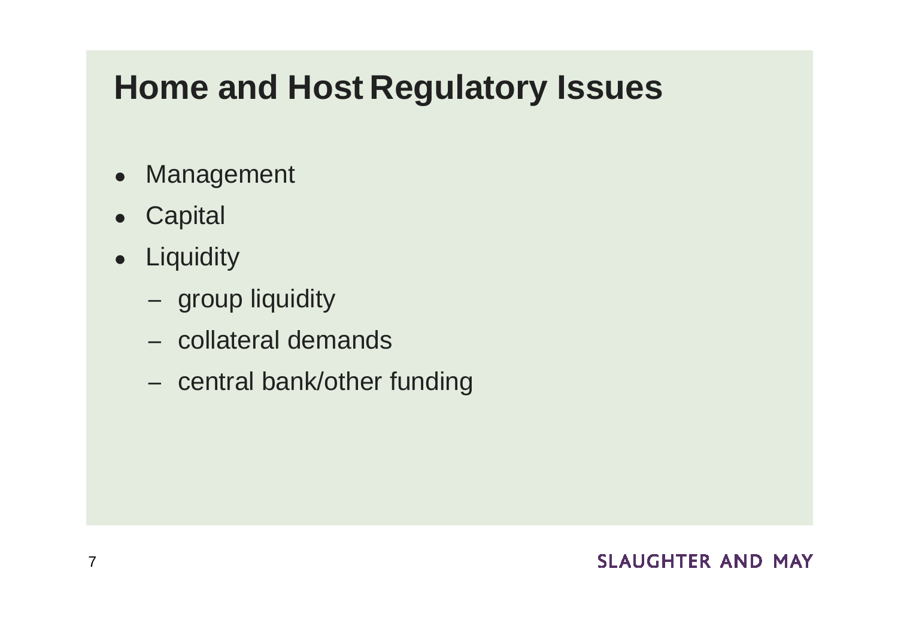# Home and Host Regulatory Issues

- Management
- Capital
- Liquidity
  - group liquidity
  - collateral demands
  - central bank/other funding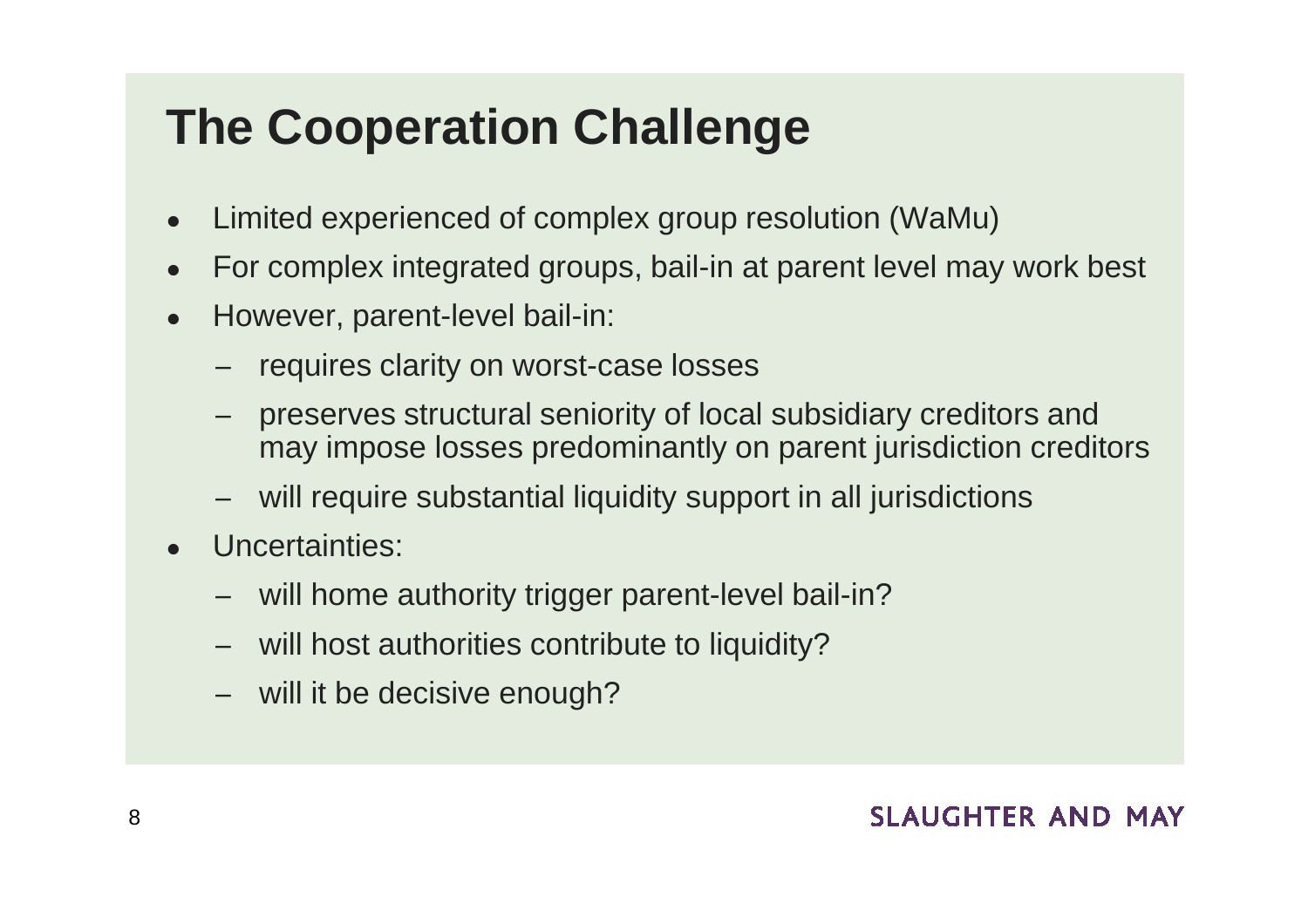# The Cooperation Challenge

- Limited experienced of complex group resolution (WaMu)
- For complex integrated groups, bail-in at parent level may work best
- However, parent-level bail-in:
  - requires clarity on worst-case losses
  - preserves structural seniority of local subsidiary creditors and may impose losses predominantly on parent jurisdiction creditors
  - will require substantial liquidity support in all jurisdictions
- Uncertainties:
  - will home authority trigger parent-level bail-in?
  - will host authorities contribute to liquidity?
  - will it be decisive enough?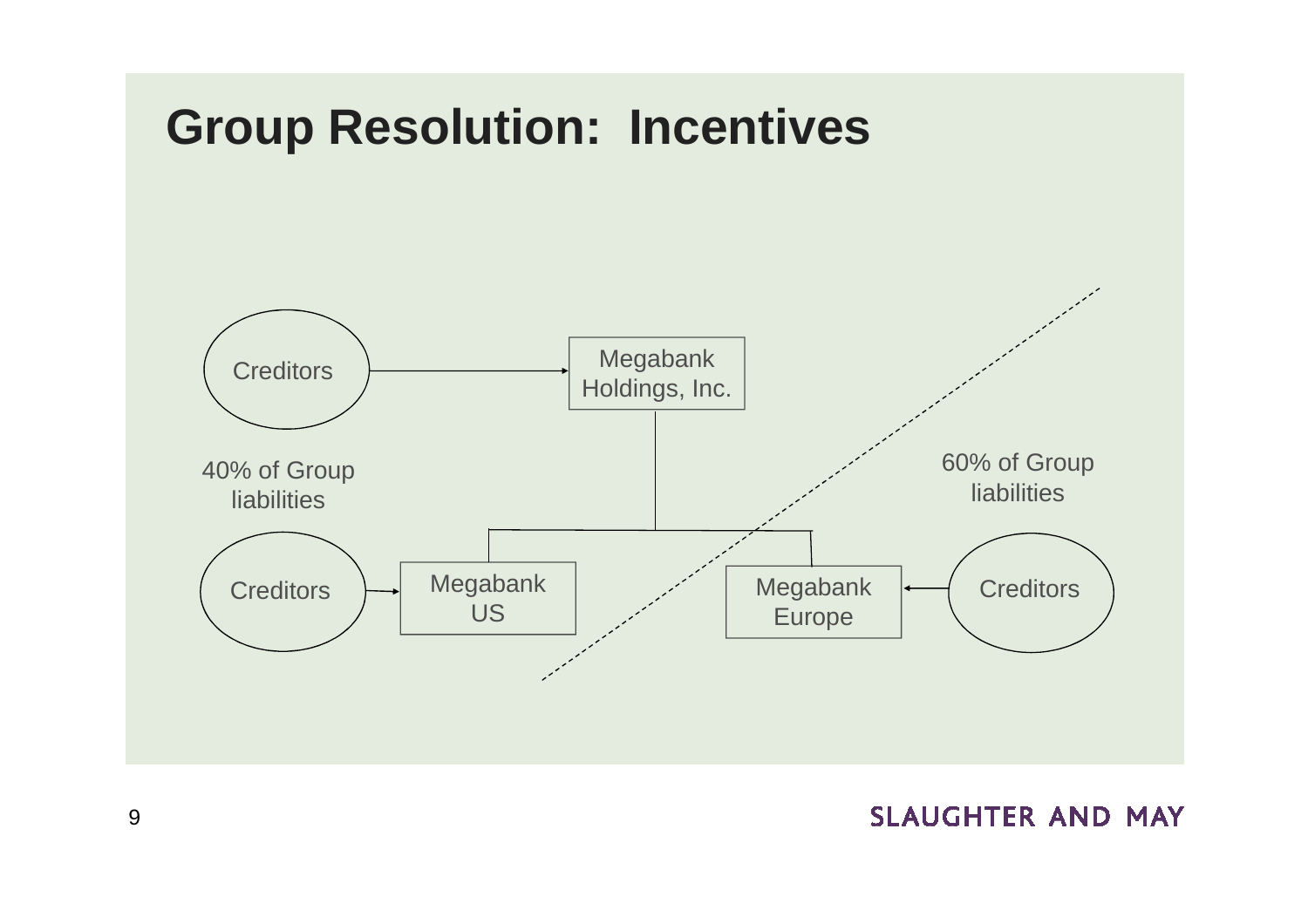# Group Resolution: Incentives

Creditors

Megabank Holdings, Inc.

40% of Group liabilities

60% of Group liabilities

Creditors

Megabank US

Megabank Europe

Creditors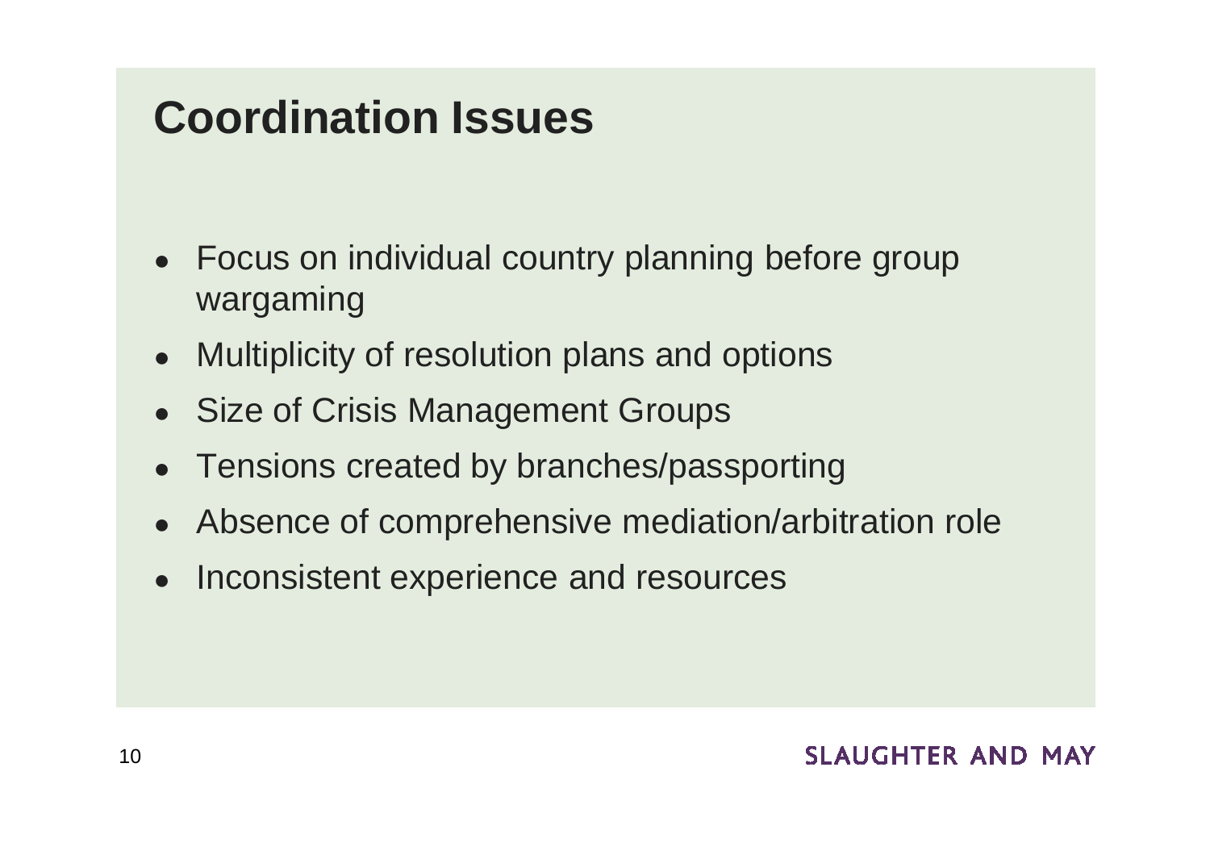# Coordination Issues

- Focus on individual country planning before group wargaming
- Multiplicity of resolution plans and options
- Size of Crisis Management Groups
- Tensions created by branches/passporting
- Absence of comprehensive mediation/arbitration role
- Inconsistent experience and resources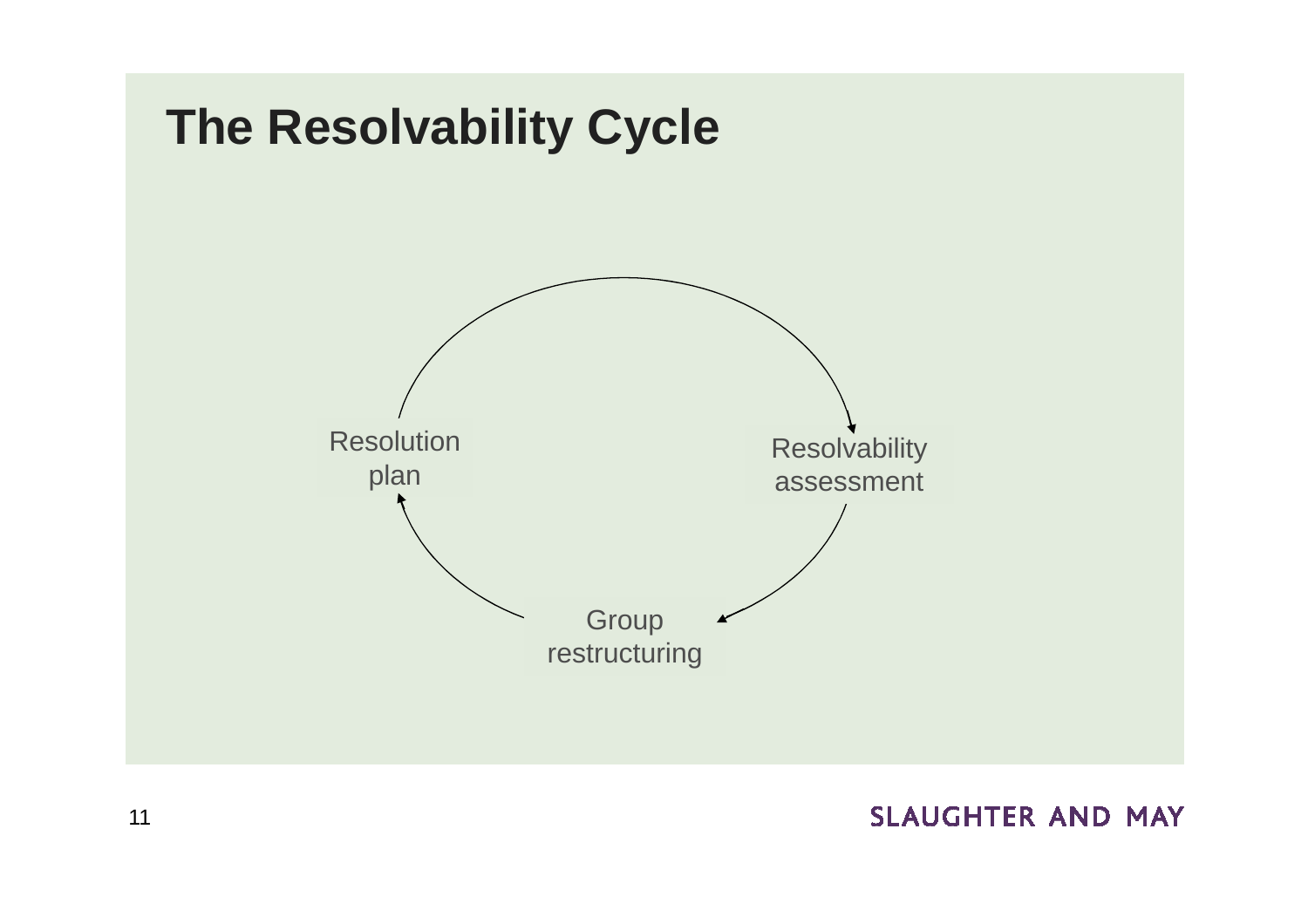# The Resolvability Cycle

Resolution plan

Resolvability assessment

Group restructuring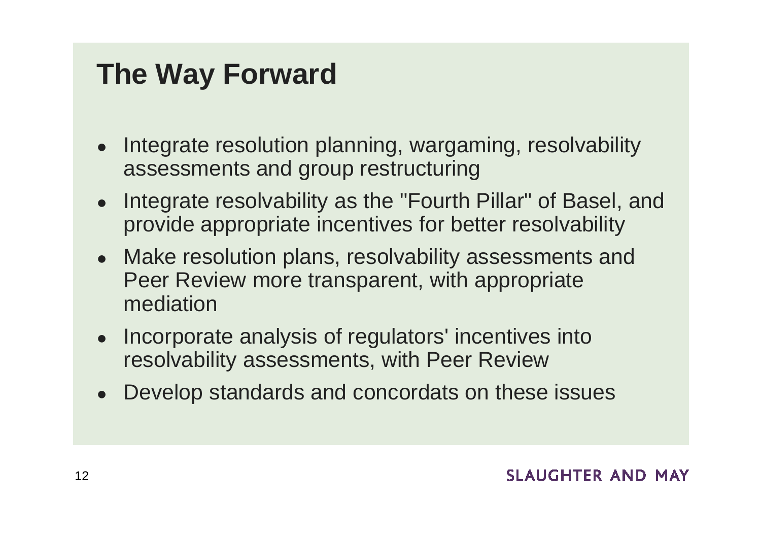# The Way Forward

- Integrate resolution planning, wargaming, resolvability assessments and group restructuring
- Integrate resolvability as the "Fourth Pillar" of Basel, and provide appropriate incentives for better resolvability
- Make resolution plans, resolvability assessments and Peer Review more transparent, with appropriate mediation
- Incorporate analysis of regulators' incentives into resolvability assessments, with Peer Review
- Develop standards and concordats on these issues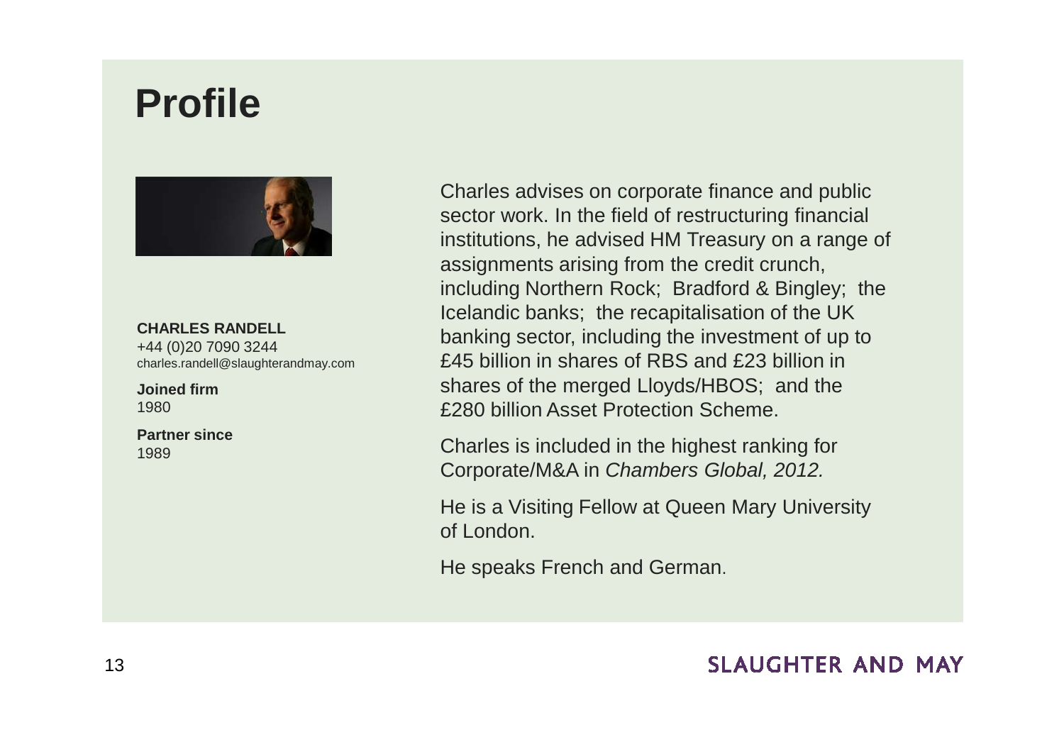# Profile

**CHARLES RANDELL**
+44 (0)20 7090 3244
charles.randell@slaughterandmay.com

**Joined firm**
1980

**Partner since**
1989

Charles advises on corporate finance and public sector work. In the field of restructuring financial institutions, he advised HM Treasury on a range of assignments arising from the credit crunch, including Northern Rock; Bradford & Bingley; the Icelandic banks; the recapitalisation of the UK banking sector, including the investment of up to £45 billion in shares of RBS and £23 billion in shares of the merged Lloyds/HBOS; and the £280 billion Asset Protection Scheme.

Charles is included in the highest ranking for Corporate/M&A in *Chambers Global, 2012.*

He is a Visiting Fellow at Queen Mary University of London.

He speaks French and German.

SLAUGHTER AND MAY